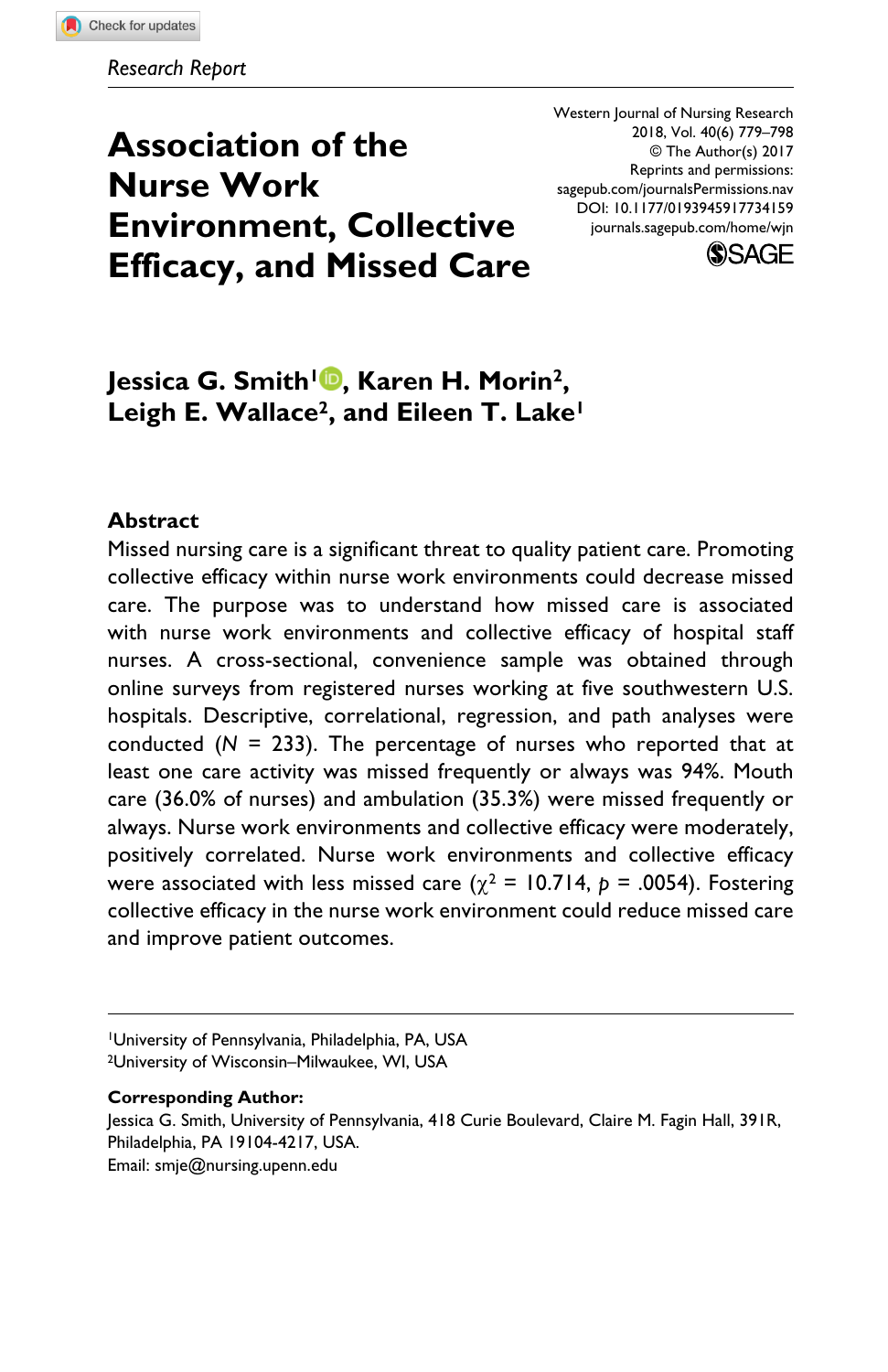*Research Report*

Western Journal of Nursing Research
2018, Vol. 40(6) 779–798
© The Author(s) 2017
Reprints and permissions:
sagepub.com/journalsPermissions.nav
DOI: 10.1177/0193945917734159
journals.sagepub.com/home/wjn

# Association of the Nurse Work Environment, Collective Efficacy, and Missed Care

**Jessica G. Smith[1], Karen H. Morin[2], Leigh E. Wallace[2], and Eileen T. Lake[1]**

## Abstract

Missed nursing care is a significant threat to quality patient care. Promoting collective efficacy within nurse work environments could decrease missed care. The purpose was to understand how missed care is associated with nurse work environments and collective efficacy of hospital staff nurses. A cross-sectional, convenience sample was obtained through online surveys from registered nurses working at five southwestern U.S. hospitals. Descriptive, correlational, regression, and path analyses were conducted ($N$ = 233). The percentage of nurses who reported that at least one care activity was missed frequently or always was 94%. Mouth care (36.0% of nurses) and ambulation (35.3%) were missed frequently or always. Nurse work environments and collective efficacy were moderately, positively correlated. Nurse work environments and collective efficacy were associated with less missed care ($\chi^2$ = 10.714, $p$ = .0054). Fostering collective efficacy in the nurse work environment could reduce missed care and improve patient outcomes.

---

[1]University of Pennsylvania, Philadelphia, PA, USA
[2]University of Wisconsin–Milwaukee, WI, USA

**Corresponding Author:**
Jessica G. Smith, University of Pennsylvania, 418 Curie Boulevard, Claire M. Fagin Hall, 391R, Philadelphia, PA 19104-4217, USA.
Email: smje@nursing.upenn.edu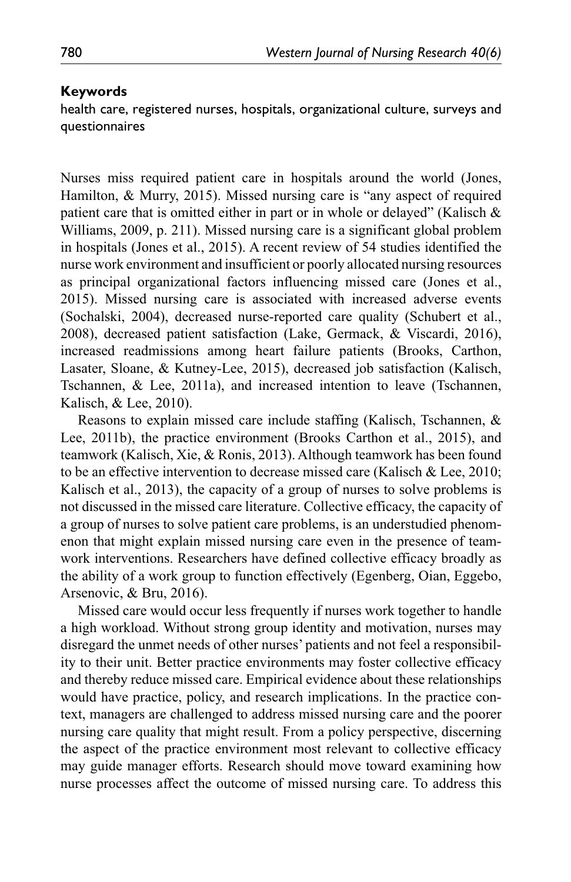**Keywords**

health care, registered nurses, hospitals, organizational culture, surveys and questionnaires

Nurses miss required patient care in hospitals around the world (Jones, Hamilton, & Murry, 2015). Missed nursing care is "any aspect of required patient care that is omitted either in part or in whole or delayed" (Kalisch & Williams, 2009, p. 211). Missed nursing care is a significant global problem in hospitals (Jones et al., 2015). A recent review of 54 studies identified the nurse work environment and insufficient or poorly allocated nursing resources as principal organizational factors influencing missed care (Jones et al., 2015). Missed nursing care is associated with increased adverse events (Sochalski, 2004), decreased nurse-reported care quality (Schubert et al., 2008), decreased patient satisfaction (Lake, Germack, & Viscardi, 2016), increased readmissions among heart failure patients (Brooks, Carthon, Lasater, Sloane, & Kutney-Lee, 2015), decreased job satisfaction (Kalisch, Tschannen, & Lee, 2011a), and increased intention to leave (Tschannen, Kalisch, & Lee, 2010).

Reasons to explain missed care include staffing (Kalisch, Tschannen, & Lee, 2011b), the practice environment (Brooks Carthon et al., 2015), and teamwork (Kalisch, Xie, & Ronis, 2013). Although teamwork has been found to be an effective intervention to decrease missed care (Kalisch & Lee, 2010; Kalisch et al., 2013), the capacity of a group of nurses to solve problems is not discussed in the missed care literature. Collective efficacy, the capacity of a group of nurses to solve patient care problems, is an understudied phenomenon that might explain missed nursing care even in the presence of teamwork interventions. Researchers have defined collective efficacy broadly as the ability of a work group to function effectively (Egenberg, Oian, Eggebo, Arsenovic, & Bru, 2016).

Missed care would occur less frequently if nurses work together to handle a high workload. Without strong group identity and motivation, nurses may disregard the unmet needs of other nurses' patients and not feel a responsibility to their unit. Better practice environments may foster collective efficacy and thereby reduce missed care. Empirical evidence about these relationships would have practice, policy, and research implications. In the practice context, managers are challenged to address missed nursing care and the poorer nursing care quality that might result. From a policy perspective, discerning the aspect of the practice environment most relevant to collective efficacy may guide manager efforts. Research should move toward examining how nurse processes affect the outcome of missed nursing care. To address this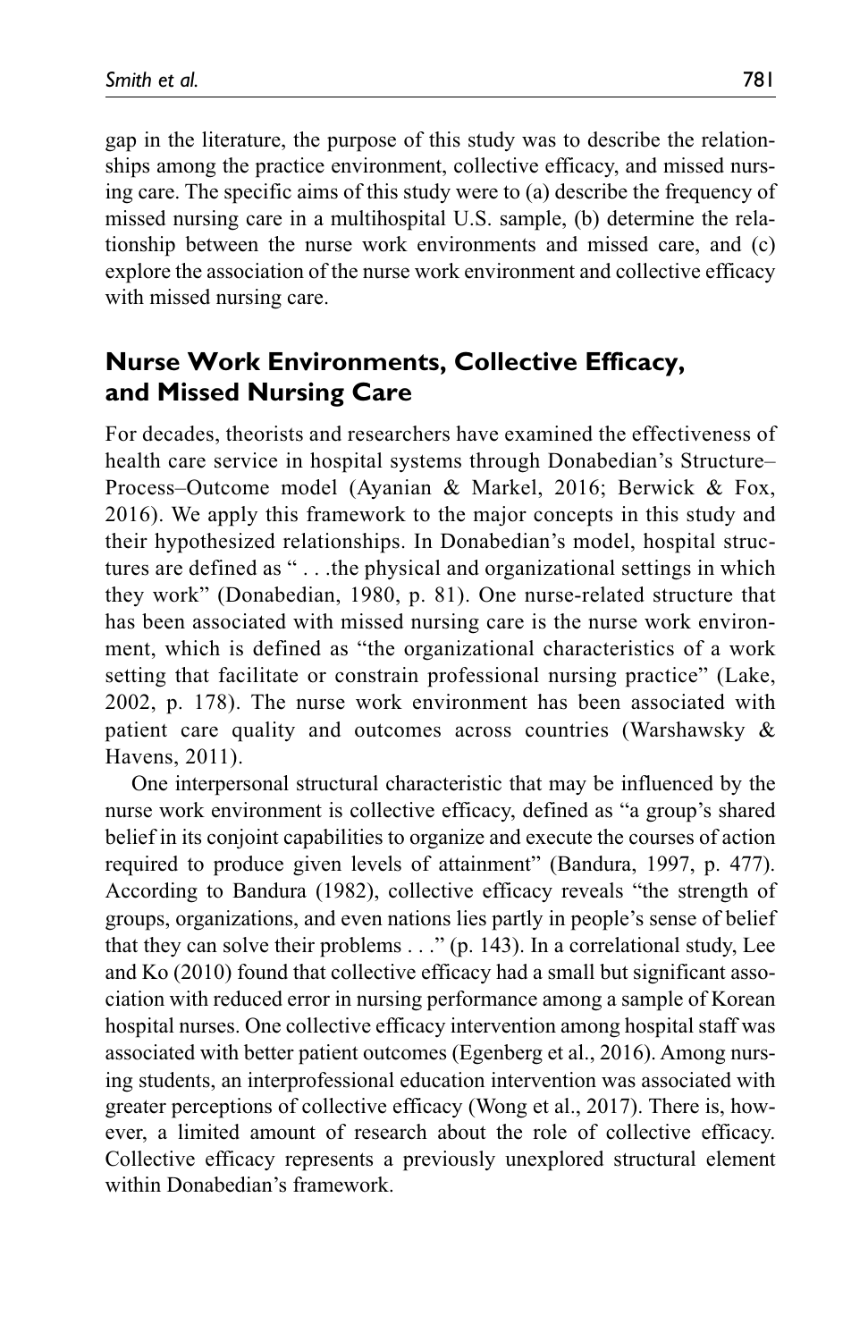gap in the literature, the purpose of this study was to describe the relationships among the practice environment, collective efficacy, and missed nursing care. The specific aims of this study were to (a) describe the frequency of missed nursing care in a multihospital U.S. sample, (b) determine the relationship between the nurse work environments and missed care, and (c) explore the association of the nurse work environment and collective efficacy with missed nursing care.

## Nurse Work Environments, Collective Efficacy, and Missed Nursing Care

For decades, theorists and researchers have examined the effectiveness of health care service in hospital systems through Donabedian's Structure–Process–Outcome model (Ayanian & Markel, 2016; Berwick & Fox, 2016). We apply this framework to the major concepts in this study and their hypothesized relationships. In Donabedian's model, hospital structures are defined as " . . .the physical and organizational settings in which they work" (Donabedian, 1980, p. 81). One nurse-related structure that has been associated with missed nursing care is the nurse work environment, which is defined as "the organizational characteristics of a work setting that facilitate or constrain professional nursing practice" (Lake, 2002, p. 178). The nurse work environment has been associated with patient care quality and outcomes across countries (Warshawsky & Havens, 2011).

One interpersonal structural characteristic that may be influenced by the nurse work environment is collective efficacy, defined as "a group's shared belief in its conjoint capabilities to organize and execute the courses of action required to produce given levels of attainment" (Bandura, 1997, p. 477). According to Bandura (1982), collective efficacy reveals "the strength of groups, organizations, and even nations lies partly in people's sense of belief that they can solve their problems . . ." (p. 143). In a correlational study, Lee and Ko (2010) found that collective efficacy had a small but significant association with reduced error in nursing performance among a sample of Korean hospital nurses. One collective efficacy intervention among hospital staff was associated with better patient outcomes (Egenberg et al., 2016). Among nursing students, an interprofessional education intervention was associated with greater perceptions of collective efficacy (Wong et al., 2017). There is, however, a limited amount of research about the role of collective efficacy. Collective efficacy represents a previously unexplored structural element within Donabedian's framework.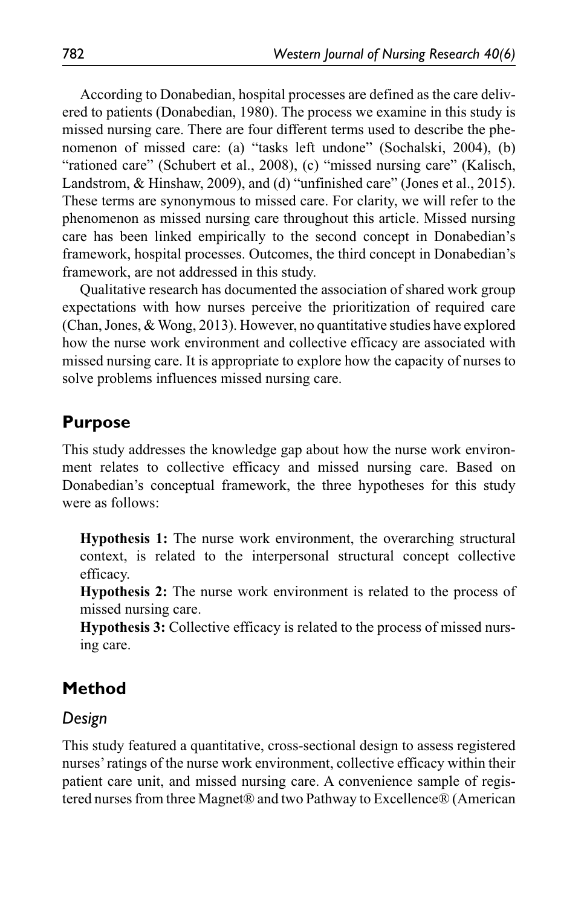According to Donabedian, hospital processes are defined as the care delivered to patients (Donabedian, 1980). The process we examine in this study is missed nursing care. There are four different terms used to describe the phenomenon of missed care: (a) "tasks left undone" (Sochalski, 2004), (b) "rationed care" (Schubert et al., 2008), (c) "missed nursing care" (Kalisch, Landstrom, & Hinshaw, 2009), and (d) "unfinished care" (Jones et al., 2015). These terms are synonymous to missed care. For clarity, we will refer to the phenomenon as missed nursing care throughout this article. Missed nursing care has been linked empirically to the second concept in Donabedian's framework, hospital processes. Outcomes, the third concept in Donabedian's framework, are not addressed in this study.

Qualitative research has documented the association of shared work group expectations with how nurses perceive the prioritization of required care (Chan, Jones, & Wong, 2013). However, no quantitative studies have explored how the nurse work environment and collective efficacy are associated with missed nursing care. It is appropriate to explore how the capacity of nurses to solve problems influences missed nursing care.

## Purpose

This study addresses the knowledge gap about how the nurse work environment relates to collective efficacy and missed nursing care. Based on Donabedian's conceptual framework, the three hypotheses for this study were as follows:

**Hypothesis 1:** The nurse work environment, the overarching structural context, is related to the interpersonal structural concept collective efficacy.

**Hypothesis 2:** The nurse work environment is related to the process of missed nursing care.

**Hypothesis 3:** Collective efficacy is related to the process of missed nursing care.

## Method

### *Design*

This study featured a quantitative, cross-sectional design to assess registered nurses' ratings of the nurse work environment, collective efficacy within their patient care unit, and missed nursing care. A convenience sample of registered nurses from three Magnet® and two Pathway to Excellence® (American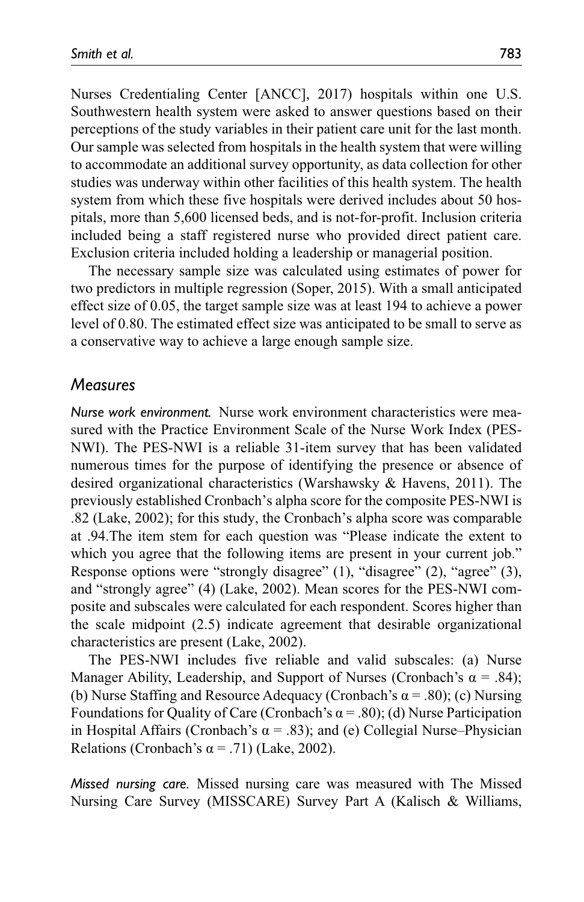Nurses Credentialing Center [ANCC], 2017) hospitals within one U.S. Southwestern health system were asked to answer questions based on their perceptions of the study variables in their patient care unit for the last month. Our sample was selected from hospitals in the health system that were willing to accommodate an additional survey opportunity, as data collection for other studies was underway within other facilities of this health system. The health system from which these five hospitals were derived includes about 50 hospitals, more than 5,600 licensed beds, and is not-for-profit. Inclusion criteria included being a staff registered nurse who provided direct patient care. Exclusion criteria included holding a leadership or managerial position.

The necessary sample size was calculated using estimates of power for two predictors in multiple regression (Soper, 2015). With a small anticipated effect size of 0.05, the target sample size was at least 194 to achieve a power level of 0.80. The estimated effect size was anticipated to be small to serve as a conservative way to achieve a large enough sample size.

## *Measures*

*Nurse work environment.* Nurse work environment characteristics were measured with the Practice Environment Scale of the Nurse Work Index (PES-NWI). The PES-NWI is a reliable 31-item survey that has been validated numerous times for the purpose of identifying the presence or absence of desired organizational characteristics (Warshawsky & Havens, 2011). The previously established Cronbach's alpha score for the composite PES-NWI is .82 (Lake, 2002); for this study, the Cronbach's alpha score was comparable at .94.The item stem for each question was "Please indicate the extent to which you agree that the following items are present in your current job." Response options were "strongly disagree" (1), "disagree" (2), "agree" (3), and "strongly agree" (4) (Lake, 2002). Mean scores for the PES-NWI composite and subscales were calculated for each respondent. Scores higher than the scale midpoint (2.5) indicate agreement that desirable organizational characteristics are present (Lake, 2002).

The PES-NWI includes five reliable and valid subscales: (a) Nurse Manager Ability, Leadership, and Support of Nurses (Cronbach's $\alpha = .84$); (b) Nurse Staffing and Resource Adequacy (Cronbach's $\alpha = .80$); (c) Nursing Foundations for Quality of Care (Cronbach's $\alpha = .80$); (d) Nurse Participation in Hospital Affairs (Cronbach's $\alpha = .83$); and (e) Collegial Nurse–Physician Relations (Cronbach's $\alpha = .71$) (Lake, 2002).

*Missed nursing care.* Missed nursing care was measured with The Missed Nursing Care Survey (MISSCARE) Survey Part A (Kalisch & Williams,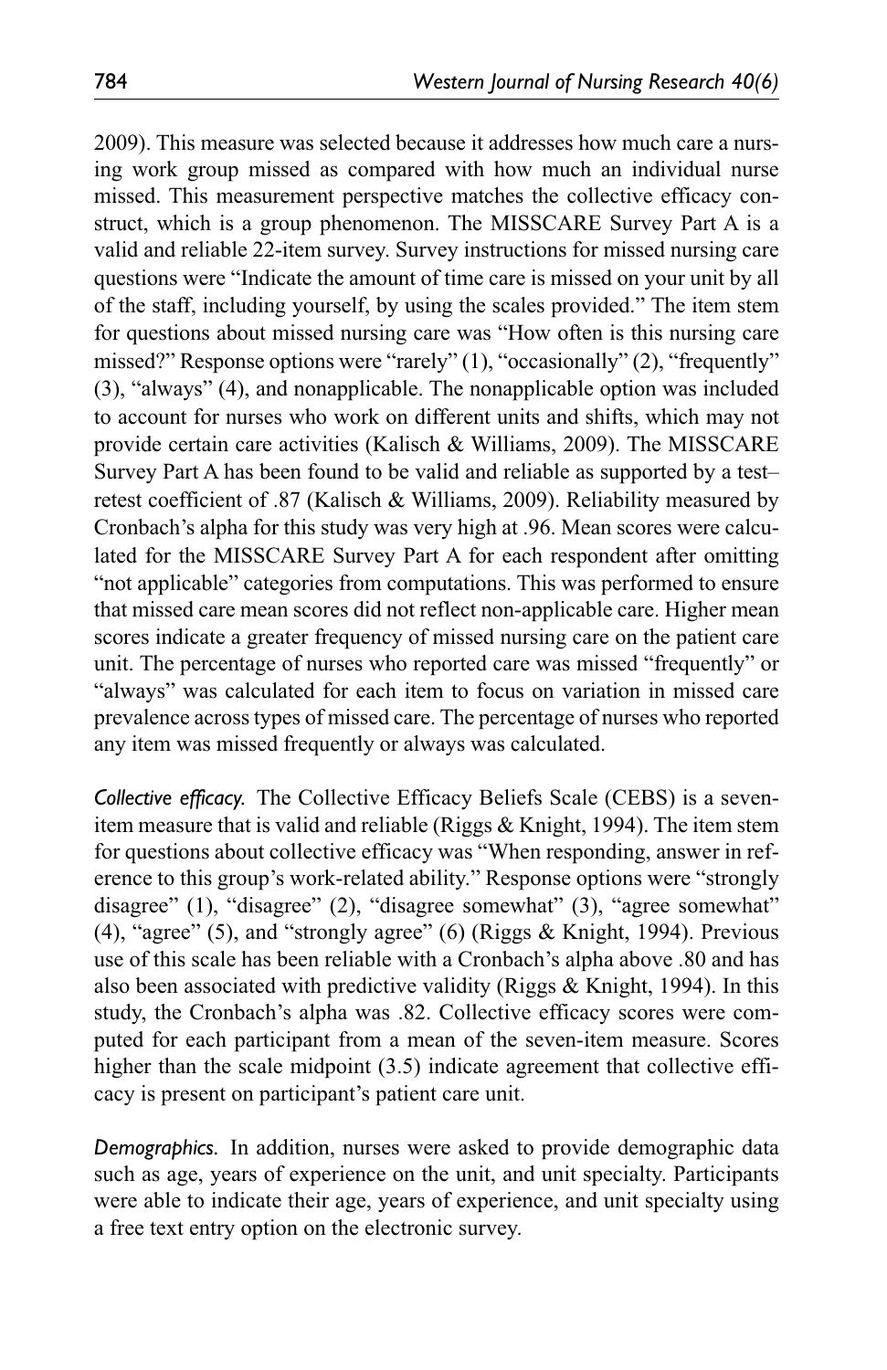2009). This measure was selected because it addresses how much care a nursing work group missed as compared with how much an individual nurse missed. This measurement perspective matches the collective efficacy construct, which is a group phenomenon. The MISSCARE Survey Part A is a valid and reliable 22-item survey. Survey instructions for missed nursing care questions were "Indicate the amount of time care is missed on your unit by all of the staff, including yourself, by using the scales provided." The item stem for questions about missed nursing care was "How often is this nursing care missed?" Response options were "rarely" (1), "occasionally" (2), "frequently" (3), "always" (4), and nonapplicable. The nonapplicable option was included to account for nurses who work on different units and shifts, which may not provide certain care activities (Kalisch & Williams, 2009). The MISSCARE Survey Part A has been found to be valid and reliable as supported by a test–retest coefficient of .87 (Kalisch & Williams, 2009). Reliability measured by Cronbach's alpha for this study was very high at .96. Mean scores were calculated for the MISSCARE Survey Part A for each respondent after omitting "not applicable" categories from computations. This was performed to ensure that missed care mean scores did not reflect non-applicable care. Higher mean scores indicate a greater frequency of missed nursing care on the patient care unit. The percentage of nurses who reported care was missed "frequently" or "always" was calculated for each item to focus on variation in missed care prevalence across types of missed care. The percentage of nurses who reported any item was missed frequently or always was calculated.

*Collective efficacy.* The Collective Efficacy Beliefs Scale (CEBS) is a seven-item measure that is valid and reliable (Riggs & Knight, 1994). The item stem for questions about collective efficacy was "When responding, answer in reference to this group's work-related ability." Response options were "strongly disagree" (1), "disagree" (2), "disagree somewhat" (3), "agree somewhat" (4), "agree" (5), and "strongly agree" (6) (Riggs & Knight, 1994). Previous use of this scale has been reliable with a Cronbach's alpha above .80 and has also been associated with predictive validity (Riggs & Knight, 1994). In this study, the Cronbach's alpha was .82. Collective efficacy scores were computed for each participant from a mean of the seven-item measure. Scores higher than the scale midpoint (3.5) indicate agreement that collective efficacy is present on participant's patient care unit.

*Demographics.* In addition, nurses were asked to provide demographic data such as age, years of experience on the unit, and unit specialty. Participants were able to indicate their age, years of experience, and unit specialty using a free text entry option on the electronic survey.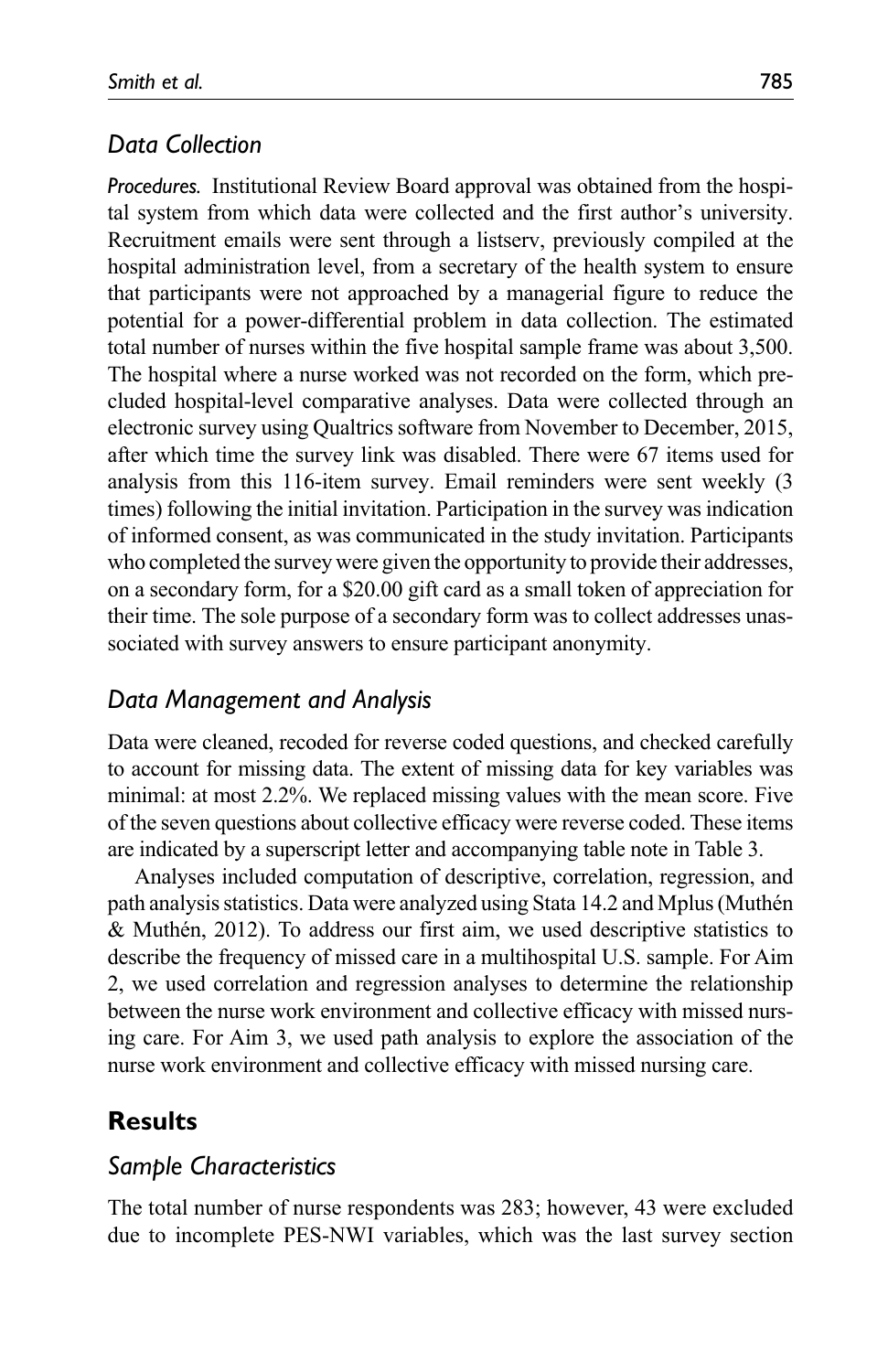### *Data Collection*

*Procedures.* Institutional Review Board approval was obtained from the hospital system from which data were collected and the first author's university. Recruitment emails were sent through a listserv, previously compiled at the hospital administration level, from a secretary of the health system to ensure that participants were not approached by a managerial figure to reduce the potential for a power-differential problem in data collection. The estimated total number of nurses within the five hospital sample frame was about 3,500. The hospital where a nurse worked was not recorded on the form, which precluded hospital-level comparative analyses. Data were collected through an electronic survey using Qualtrics software from November to December, 2015, after which time the survey link was disabled. There were 67 items used for analysis from this 116-item survey. Email reminders were sent weekly (3 times) following the initial invitation. Participation in the survey was indication of informed consent, as was communicated in the study invitation. Participants who completed the survey were given the opportunity to provide their addresses, on a secondary form, for a $20.00 gift card as a small token of appreciation for their time. The sole purpose of a secondary form was to collect addresses unassociated with survey answers to ensure participant anonymity.

### *Data Management and Analysis*

Data were cleaned, recoded for reverse coded questions, and checked carefully to account for missing data. The extent of missing data for key variables was minimal: at most 2.2%. We replaced missing values with the mean score. Five of the seven questions about collective efficacy were reverse coded. These items are indicated by a superscript letter and accompanying table note in Table 3.

Analyses included computation of descriptive, correlation, regression, and path analysis statistics. Data were analyzed using Stata 14.2 and Mplus (Muthén & Muthén, 2012). To address our first aim, we used descriptive statistics to describe the frequency of missed care in a multihospital U.S. sample. For Aim 2, we used correlation and regression analyses to determine the relationship between the nurse work environment and collective efficacy with missed nursing care. For Aim 3, we used path analysis to explore the association of the nurse work environment and collective efficacy with missed nursing care.

## **Results**

### *Sample Characteristics*

The total number of nurse respondents was 283; however, 43 were excluded due to incomplete PES-NWI variables, which was the last survey section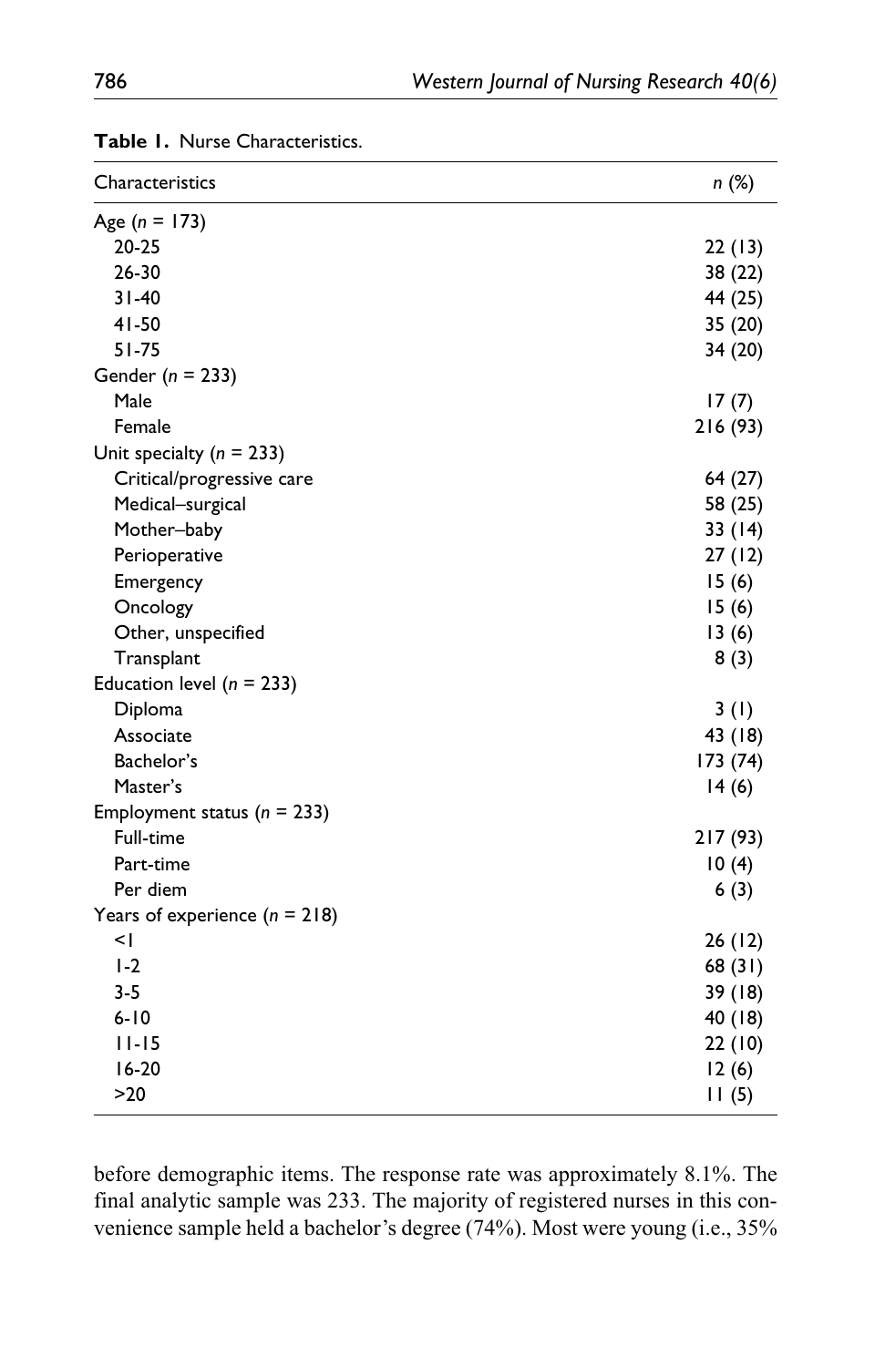**Table 1.** Nurse Characteristics.

| Characteristics | *n* (%) |
|---|---|
| Age (*n* = 173) | |
| 20-25 | 22 (13) |
| 26-30 | 38 (22) |
| 31-40 | 44 (25) |
| 41-50 | 35 (20) |
| 51-75 | 34 (20) |
| Gender (*n* = 233) | |
| Male | 17 (7) |
| Female | 216 (93) |
| Unit specialty (*n* = 233) | |
| Critical/progressive care | 64 (27) |
| Medical–surgical | 58 (25) |
| Mother–baby | 33 (14) |
| Perioperative | 27 (12) |
| Emergency | 15 (6) |
| Oncology | 15 (6) |
| Other, unspecified | 13 (6) |
| Transplant | 8 (3) |
| Education level (*n* = 233) | |
| Diploma | 3 (1) |
| Associate | 43 (18) |
| Bachelor's | 173 (74) |
| Master's | 14 (6) |
| Employment status (*n* = 233) | |
| Full-time | 217 (93) |
| Part-time | 10 (4) |
| Per diem | 6 (3) |
| Years of experience (*n* = 218) | |
| <1 | 26 (12) |
| 1-2 | 68 (31) |
| 3-5 | 39 (18) |
| 6-10 | 40 (18) |
| 11-15 | 22 (10) |
| 16-20 | 12 (6) |
| >20 | 11 (5) |

before demographic items. The response rate was approximately 8.1%. The final analytic sample was 233. The majority of registered nurses in this convenience sample held a bachelor's degree (74%). Most were young (i.e., 35%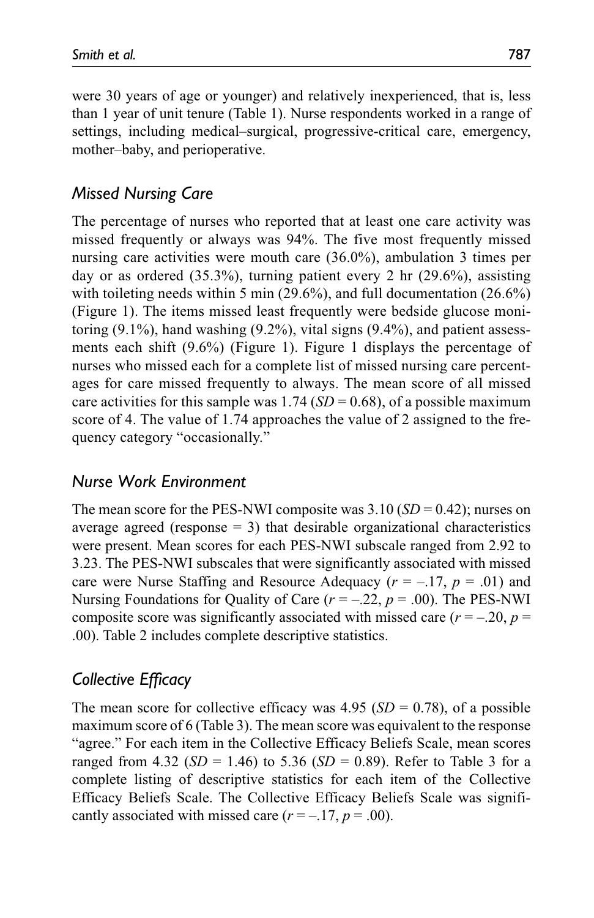were 30 years of age or younger) and relatively inexperienced, that is, less than 1 year of unit tenure (Table 1). Nurse respondents worked in a range of settings, including medical–surgical, progressive-critical care, emergency, mother–baby, and perioperative.

## *Missed Nursing Care*

The percentage of nurses who reported that at least one care activity was missed frequently or always was 94%. The five most frequently missed nursing care activities were mouth care (36.0%), ambulation 3 times per day or as ordered (35.3%), turning patient every 2 hr (29.6%), assisting with toileting needs within 5 min (29.6%), and full documentation (26.6%) (Figure 1). The items missed least frequently were bedside glucose monitoring (9.1%), hand washing (9.2%), vital signs (9.4%), and patient assessments each shift (9.6%) (Figure 1). Figure 1 displays the percentage of nurses who missed each for a complete list of missed nursing care percentages for care missed frequently to always. The mean score of all missed care activities for this sample was 1.74 ($SD$ = 0.68), of a possible maximum score of 4. The value of 1.74 approaches the value of 2 assigned to the frequency category "occasionally."

## *Nurse Work Environment*

The mean score for the PES-NWI composite was 3.10 ($SD$ = 0.42); nurses on average agreed (response = 3) that desirable organizational characteristics were present. Mean scores for each PES-NWI subscale ranged from 2.92 to 3.23. The PES-NWI subscales that were significantly associated with missed care were Nurse Staffing and Resource Adequacy ($r$ = –.17, $p$ = .01) and Nursing Foundations for Quality of Care ($r$ = –.22, $p$ = .00). The PES-NWI composite score was significantly associated with missed care ($r$ = –.20, $p$ = .00). Table 2 includes complete descriptive statistics.

## *Collective Efficacy*

The mean score for collective efficacy was 4.95 ($SD$ = 0.78), of a possible maximum score of 6 (Table 3). The mean score was equivalent to the response "agree." For each item in the Collective Efficacy Beliefs Scale, mean scores ranged from 4.32 ($SD$ = 1.46) to 5.36 ($SD$ = 0.89). Refer to Table 3 for a complete listing of descriptive statistics for each item of the Collective Efficacy Beliefs Scale. The Collective Efficacy Beliefs Scale was significantly associated with missed care ($r$ = –.17, $p$ = .00).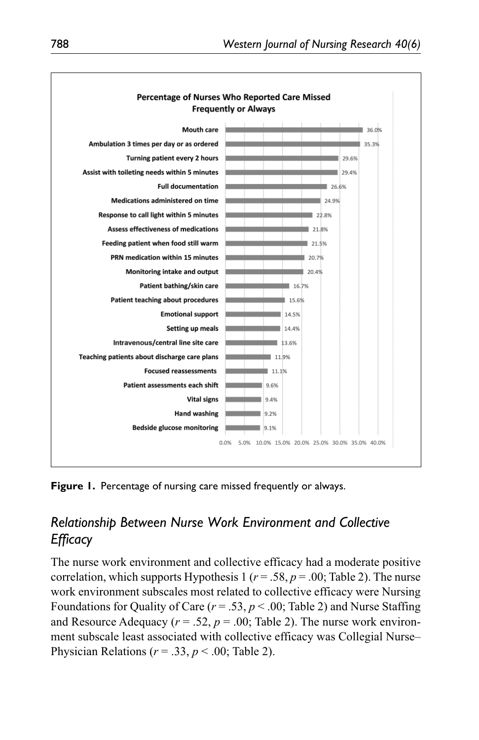**Percentage of Nurses Who Reported Care Missed Frequently or Always**

| Care item | Percentage |
| --- | --- |
| Mouth care | 36.0% |
| Ambulation 3 times per day or as ordered | 35.3% |
| Turning patient every 2 hours | 29.6% |
| Assist with toileting needs within 5 minutes | 29.4% |
| Full documentation | 26.6% |
| Medications administered on time | 24.9% |
| Response to call light within 5 minutes | 22.8% |
| Assess effectiveness of medications | 21.8% |
| Feeding patient when food still warm | 21.5% |
| PRN medication within 15 minutes | 20.7% |
| Monitoring intake and output | 20.4% |
| Patient bathing/skin care | 16.7% |
| Patient teaching about procedures | 15.6% |
| Emotional support | 14.5% |
| Setting up meals | 14.4% |
| Intravenous/central line site care | 13.6% |
| Teaching patients about discharge care plans | 11.9% |
| Focused reassessments | 11.1% |
| Patient assessments each shift | 9.6% |
| Vital signs | 9.4% |
| Hand washing | 9.2% |
| Bedside glucose monitoring | 9.1% |

**Figure 1.** Percentage of nursing care missed frequently or always.

## *Relationship Between Nurse Work Environment and Collective Efficacy*

The nurse work environment and collective efficacy had a moderate positive correlation, which supports Hypothesis 1 ($r = .58$, $p = .00$; Table 2). The nurse work environment subscales most related to collective efficacy were Nursing Foundations for Quality of Care ($r = .53$, $p < .00$; Table 2) and Nurse Staffing and Resource Adequacy ($r = .52$, $p = .00$; Table 2). The nurse work environment subscale least associated with collective efficacy was Collegial Nurse–Physician Relations ($r = .33$, $p < .00$; Table 2).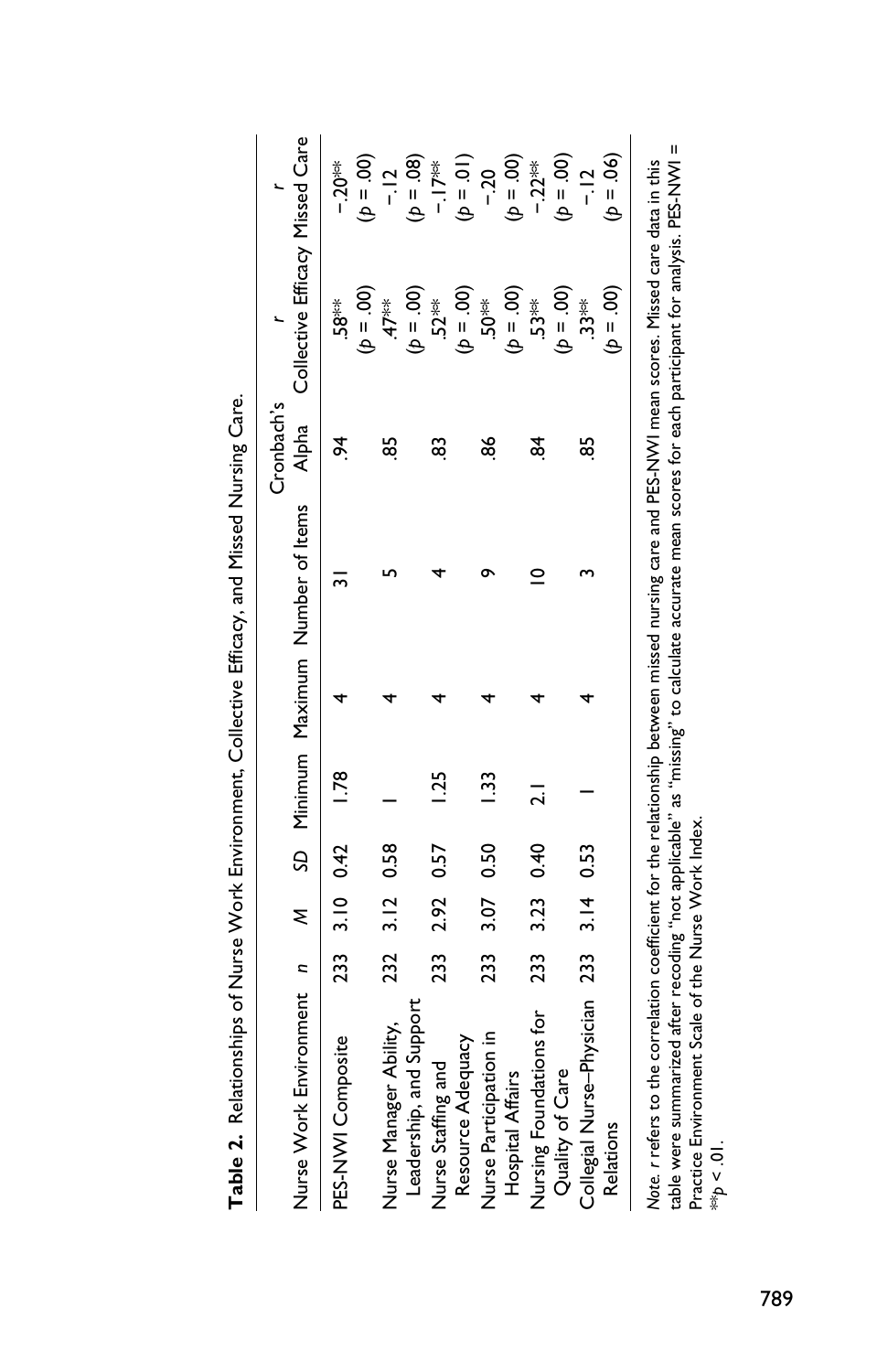**Table 2.** Relationships of Nurse Work Environment, Collective Efficacy, and Missed Nursing Care.

| Nurse Work Environment | $n$ | $M$ | $SD$ | Minimum | Maximum | Number of Items | Cronbach's Alpha | $r$ Collective Efficacy | $r$ Missed Care |
|---|---|---|---|---|---|---|---|---|---|
| PES-NWI Composite | 233 | 3.10 | 0.42 | 1.78 | 4 | 31 | .94 | .58** ($p$ = .00) | −.20** ($p$ = .00) |
| Nurse Manager Ability, Leadership, and Support | 232 | 3.12 | 0.58 | 1 | 4 | 5 | .85 | .47** ($p$ = .00) | −.12 ($p$ = .08) |
| Nurse Staffing and Resource Adequacy | 233 | 2.92 | 0.57 | 1.25 | 4 | 4 | .83 | .52** ($p$ = .00) | −.17** ($p$ = .01) |
| Nurse Participation in Hospital Affairs | 233 | 3.07 | 0.50 | 1.33 | 4 | 9 | .86 | .50** ($p$ = .00) | −.20 ($p$ = .00) |
| Nursing Foundations for Quality of Care | 233 | 3.23 | 0.40 | 2.1 | 4 | 10 | .84 | .53** ($p$ = .00) | −.22** ($p$ = .00) |
| Collegial Nurse–Physician Relations | 233 | 3.14 | 0.53 | 1 | 4 | 3 | .85 | .33** ($p$ = .00) | −.12 ($p$ = .06) |

*Note.* $r$ refers to the correlation coefficient for the relationship between missed nursing care and PES-NWI mean scores. Missed care data in this table were summarized after recoding "not applicable" as "missing" to calculate accurate mean scores for each participant for analysis. PES-NWI = Practice Environment Scale of the Nurse Work Index.

**$p < .01$.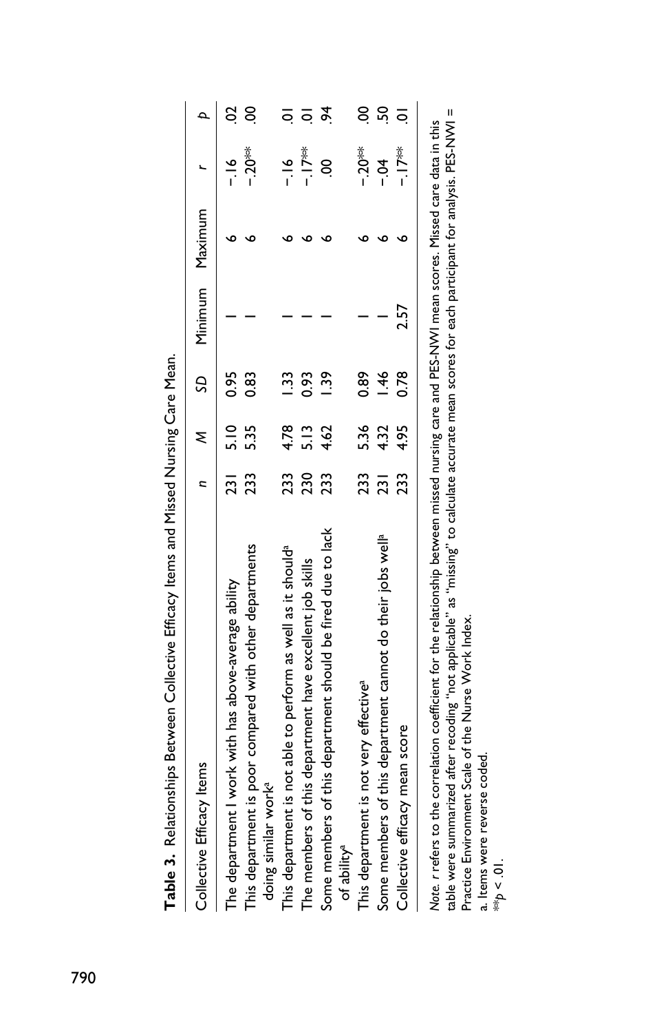**Table 3.** Relationships Between Collective Efficacy Items and Missed Nursing Care Mean.

| Collective Efficacy Items | $n$ | $M$ | $SD$ | Minimum | Maximum | $r$ | $p$ |
|---|---|---|---|---|---|---|---|
| The department I work with has above-average ability | 231 | 5.10 | 0.95 | 1 | 6 | −.16 | .02 |
| This department is poor compared with other departments doing similar work[a] | 233 | 5.35 | 0.83 | 1 | 6 | −.20** | .00 |
| This department is not able to perform as well as it should[a] | 233 | 4.78 | 1.33 | 1 | 6 | −.16 | .01 |
| The members of this department have excellent job skills | 230 | 5.13 | 0.93 | 1 | 6 | −.17** | .01 |
| Some members of this department should be fired due to lack of ability[a] | 233 | 4.62 | 1.39 | 1 | 6 | .00 | .94 |
| This department is not very effective[a] | 233 | 5.36 | 0.89 | 1 | 6 | −.20** | .00 |
| Some members of this department cannot do their jobs well[a] | 231 | 4.32 | 1.46 | 1 | 6 | −.04 | .50 |
| Collective efficacy mean score | 233 | 4.95 | 0.78 | 2.57 | 6 | −.17** | .01 |

*Note.* $r$ refers to the correlation coefficient for the relationship between missed nursing care and PES-NWI mean scores. Missed care data in this table were summarized after recoding "not applicable" as "missing" to calculate accurate mean scores for each participant for analysis. PES-NWI = Practice Environment Scale of the Nurse Work Index.

a. Items were reverse coded.

**$p < .01$.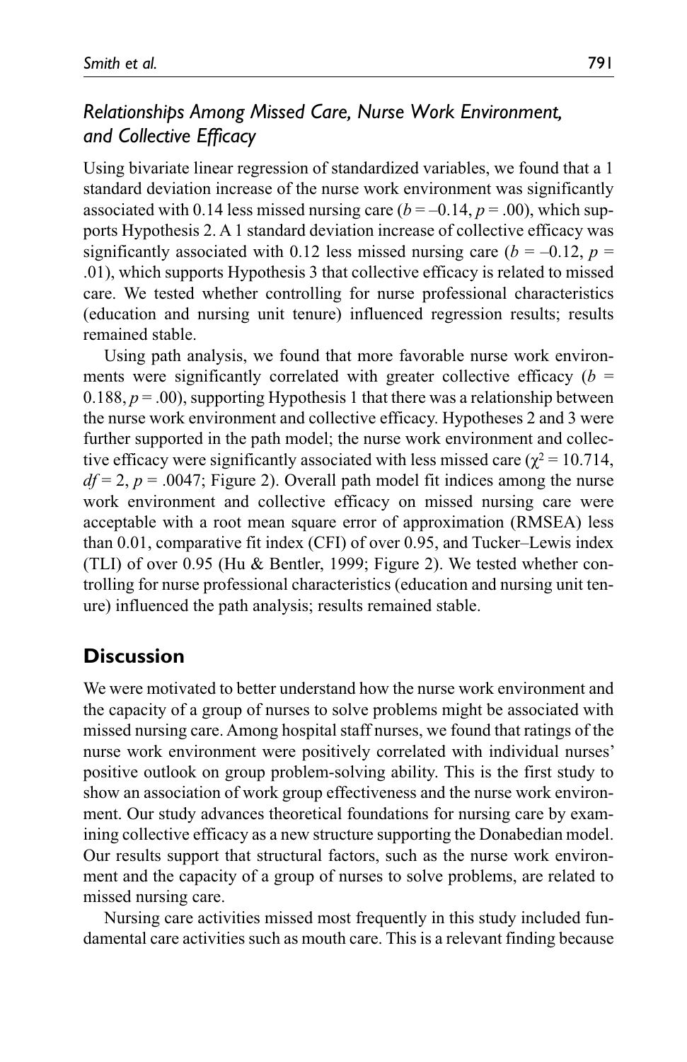### *Relationships Among Missed Care, Nurse Work Environment, and Collective Efficacy*

Using bivariate linear regression of standardized variables, we found that a 1 standard deviation increase of the nurse work environment was significantly associated with 0.14 less missed nursing care ($b = -0.14$, $p = .00$), which supports Hypothesis 2. A 1 standard deviation increase of collective efficacy was significantly associated with 0.12 less missed nursing care ($b = -0.12$, $p = .01$), which supports Hypothesis 3 that collective efficacy is related to missed care. We tested whether controlling for nurse professional characteristics (education and nursing unit tenure) influenced regression results; results remained stable.

Using path analysis, we found that more favorable nurse work environments were significantly correlated with greater collective efficacy ($b = 0.188$, $p = .00$), supporting Hypothesis 1 that there was a relationship between the nurse work environment and collective efficacy. Hypotheses 2 and 3 were further supported in the path model; the nurse work environment and collective efficacy were significantly associated with less missed care ($\chi^2 = 10.714$, $df = 2$, $p = .0047$; Figure 2). Overall path model fit indices among the nurse work environment and collective efficacy on missed nursing care were acceptable with a root mean square error of approximation (RMSEA) less than 0.01, comparative fit index (CFI) of over 0.95, and Tucker–Lewis index (TLI) of over 0.95 (Hu & Bentler, 1999; Figure 2). We tested whether controlling for nurse professional characteristics (education and nursing unit tenure) influenced the path analysis; results remained stable.

## Discussion

We were motivated to better understand how the nurse work environment and the capacity of a group of nurses to solve problems might be associated with missed nursing care. Among hospital staff nurses, we found that ratings of the nurse work environment were positively correlated with individual nurses' positive outlook on group problem-solving ability. This is the first study to show an association of work group effectiveness and the nurse work environment. Our study advances theoretical foundations for nursing care by examining collective efficacy as a new structure supporting the Donabedian model. Our results support that structural factors, such as the nurse work environment and the capacity of a group of nurses to solve problems, are related to missed nursing care.

Nursing care activities missed most frequently in this study included fundamental care activities such as mouth care. This is a relevant finding because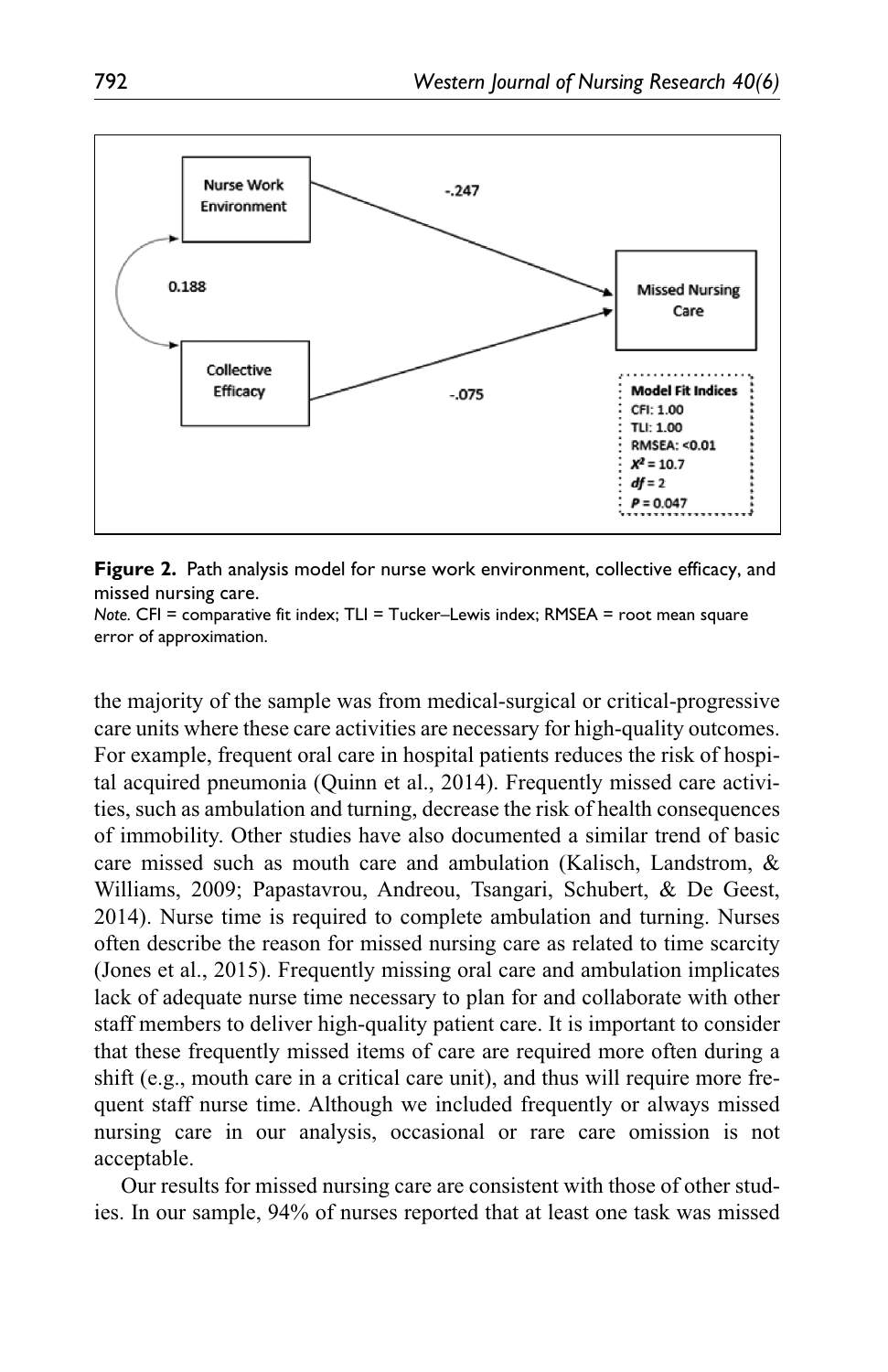**Figure 2.** Path analysis model for nurse work environment, collective efficacy, and missed nursing care.

*Note.* CFI = comparative fit index; TLI = Tucker–Lewis index; RMSEA = root mean square error of approximation.

the majority of the sample was from medical-surgical or critical-progressive care units where these care activities are necessary for high-quality outcomes. For example, frequent oral care in hospital patients reduces the risk of hospital acquired pneumonia (Quinn et al., 2014). Frequently missed care activities, such as ambulation and turning, decrease the risk of health consequences of immobility. Other studies have also documented a similar trend of basic care missed such as mouth care and ambulation (Kalisch, Landstrom, & Williams, 2009; Papastavrou, Andreou, Tsangari, Schubert, & De Geest, 2014). Nurse time is required to complete ambulation and turning. Nurses often describe the reason for missed nursing care as related to time scarcity (Jones et al., 2015). Frequently missing oral care and ambulation implicates lack of adequate nurse time necessary to plan for and collaborate with other staff members to deliver high-quality patient care. It is important to consider that these frequently missed items of care are required more often during a shift (e.g., mouth care in a critical care unit), and thus will require more frequent staff nurse time. Although we included frequently or always missed nursing care in our analysis, occasional or rare care omission is not acceptable.

Our results for missed nursing care are consistent with those of other studies. In our sample, 94% of nurses reported that at least one task was missed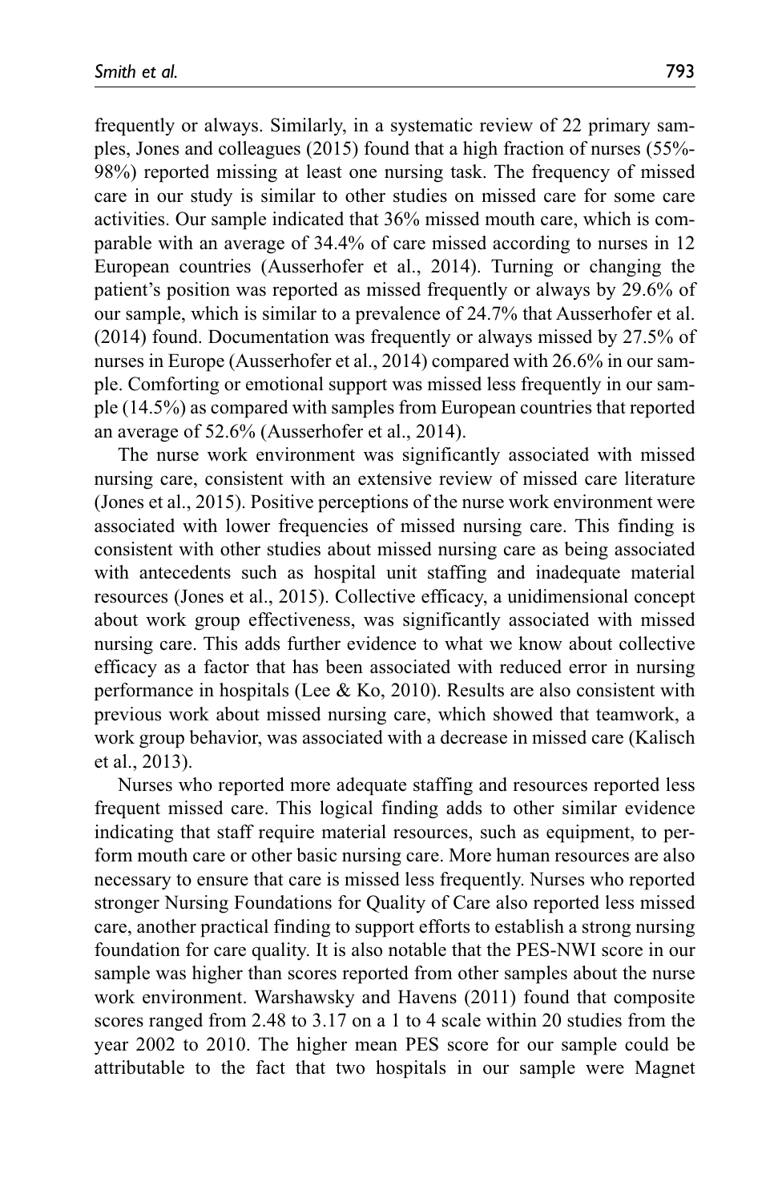frequently or always. Similarly, in a systematic review of 22 primary samples, Jones and colleagues (2015) found that a high fraction of nurses (55%-98%) reported missing at least one nursing task. The frequency of missed care in our study is similar to other studies on missed care for some care activities. Our sample indicated that 36% missed mouth care, which is comparable with an average of 34.4% of care missed according to nurses in 12 European countries (Ausserhofer et al., 2014). Turning or changing the patient's position was reported as missed frequently or always by 29.6% of our sample, which is similar to a prevalence of 24.7% that Ausserhofer et al. (2014) found. Documentation was frequently or always missed by 27.5% of nurses in Europe (Ausserhofer et al., 2014) compared with 26.6% in our sample. Comforting or emotional support was missed less frequently in our sample (14.5%) as compared with samples from European countries that reported an average of 52.6% (Ausserhofer et al., 2014).

The nurse work environment was significantly associated with missed nursing care, consistent with an extensive review of missed care literature (Jones et al., 2015). Positive perceptions of the nurse work environment were associated with lower frequencies of missed nursing care. This finding is consistent with other studies about missed nursing care as being associated with antecedents such as hospital unit staffing and inadequate material resources (Jones et al., 2015). Collective efficacy, a unidimensional concept about work group effectiveness, was significantly associated with missed nursing care. This adds further evidence to what we know about collective efficacy as a factor that has been associated with reduced error in nursing performance in hospitals (Lee & Ko, 2010). Results are also consistent with previous work about missed nursing care, which showed that teamwork, a work group behavior, was associated with a decrease in missed care (Kalisch et al., 2013).

Nurses who reported more adequate staffing and resources reported less frequent missed care. This logical finding adds to other similar evidence indicating that staff require material resources, such as equipment, to perform mouth care or other basic nursing care. More human resources are also necessary to ensure that care is missed less frequently. Nurses who reported stronger Nursing Foundations for Quality of Care also reported less missed care, another practical finding to support efforts to establish a strong nursing foundation for care quality. It is also notable that the PES-NWI score in our sample was higher than scores reported from other samples about the nurse work environment. Warshawsky and Havens (2011) found that composite scores ranged from 2.48 to 3.17 on a 1 to 4 scale within 20 studies from the year 2002 to 2010. The higher mean PES score for our sample could be attributable to the fact that two hospitals in our sample were Magnet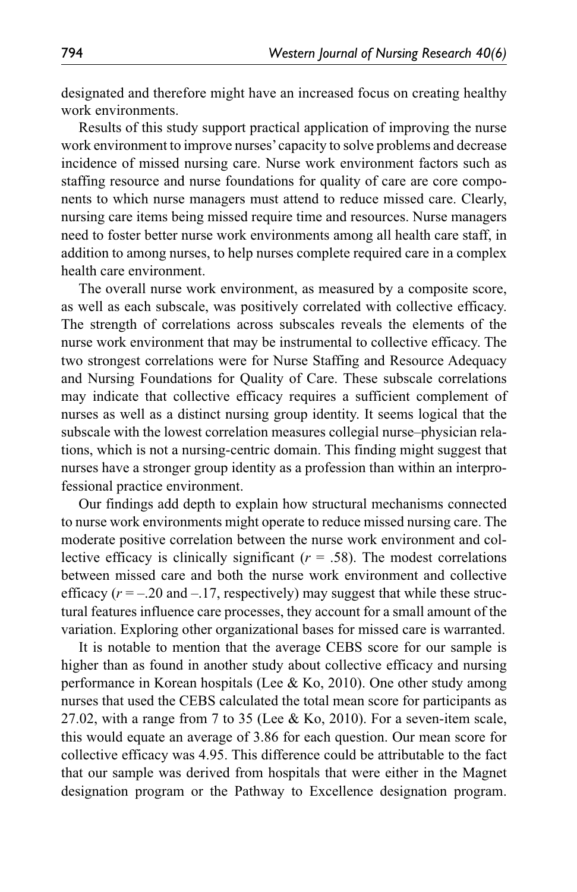designated and therefore might have an increased focus on creating healthy work environments.

Results of this study support practical application of improving the nurse work environment to improve nurses' capacity to solve problems and decrease incidence of missed nursing care. Nurse work environment factors such as staffing resource and nurse foundations for quality of care are core components to which nurse managers must attend to reduce missed care. Clearly, nursing care items being missed require time and resources. Nurse managers need to foster better nurse work environments among all health care staff, in addition to among nurses, to help nurses complete required care in a complex health care environment.

The overall nurse work environment, as measured by a composite score, as well as each subscale, was positively correlated with collective efficacy. The strength of correlations across subscales reveals the elements of the nurse work environment that may be instrumental to collective efficacy. The two strongest correlations were for Nurse Staffing and Resource Adequacy and Nursing Foundations for Quality of Care. These subscale correlations may indicate that collective efficacy requires a sufficient complement of nurses as well as a distinct nursing group identity. It seems logical that the subscale with the lowest correlation measures collegial nurse–physician relations, which is not a nursing-centric domain. This finding might suggest that nurses have a stronger group identity as a profession than within an interprofessional practice environment.

Our findings add depth to explain how structural mechanisms connected to nurse work environments might operate to reduce missed nursing care. The moderate positive correlation between the nurse work environment and collective efficacy is clinically significant ($r$ = .58). The modest correlations between missed care and both the nurse work environment and collective efficacy ($r$ = –.20 and –.17, respectively) may suggest that while these structural features influence care processes, they account for a small amount of the variation. Exploring other organizational bases for missed care is warranted.

It is notable to mention that the average CEBS score for our sample is higher than as found in another study about collective efficacy and nursing performance in Korean hospitals (Lee & Ko, 2010). One other study among nurses that used the CEBS calculated the total mean score for participants as 27.02, with a range from 7 to 35 (Lee & Ko, 2010). For a seven-item scale, this would equate an average of 3.86 for each question. Our mean score for collective efficacy was 4.95. This difference could be attributable to the fact that our sample was derived from hospitals that were either in the Magnet designation program or the Pathway to Excellence designation program.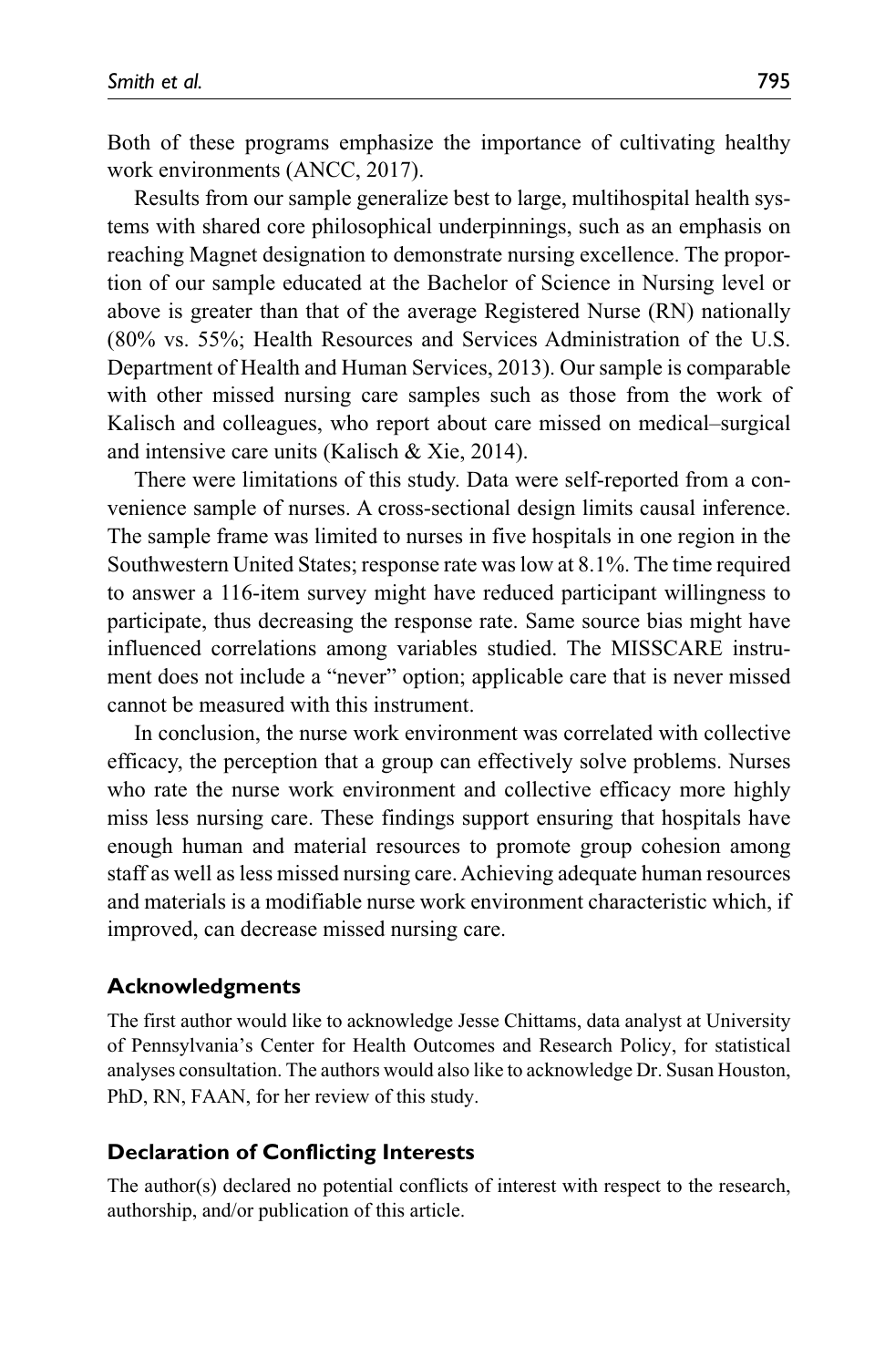Both of these programs emphasize the importance of cultivating healthy work environments (ANCC, 2017).

Results from our sample generalize best to large, multihospital health systems with shared core philosophical underpinnings, such as an emphasis on reaching Magnet designation to demonstrate nursing excellence. The proportion of our sample educated at the Bachelor of Science in Nursing level or above is greater than that of the average Registered Nurse (RN) nationally (80% vs. 55%; Health Resources and Services Administration of the U.S. Department of Health and Human Services, 2013). Our sample is comparable with other missed nursing care samples such as those from the work of Kalisch and colleagues, who report about care missed on medical–surgical and intensive care units (Kalisch & Xie, 2014).

There were limitations of this study. Data were self-reported from a convenience sample of nurses. A cross-sectional design limits causal inference. The sample frame was limited to nurses in five hospitals in one region in the Southwestern United States; response rate was low at 8.1%. The time required to answer a 116-item survey might have reduced participant willingness to participate, thus decreasing the response rate. Same source bias might have influenced correlations among variables studied. The MISSCARE instrument does not include a "never" option; applicable care that is never missed cannot be measured with this instrument.

In conclusion, the nurse work environment was correlated with collective efficacy, the perception that a group can effectively solve problems. Nurses who rate the nurse work environment and collective efficacy more highly miss less nursing care. These findings support ensuring that hospitals have enough human and material resources to promote group cohesion among staff as well as less missed nursing care. Achieving adequate human resources and materials is a modifiable nurse work environment characteristic which, if improved, can decrease missed nursing care.

## Acknowledgments

The first author would like to acknowledge Jesse Chittams, data analyst at University of Pennsylvania's Center for Health Outcomes and Research Policy, for statistical analyses consultation. The authors would also like to acknowledge Dr. Susan Houston, PhD, RN, FAAN, for her review of this study.

## Declaration of Conflicting Interests

The author(s) declared no potential conflicts of interest with respect to the research, authorship, and/or publication of this article.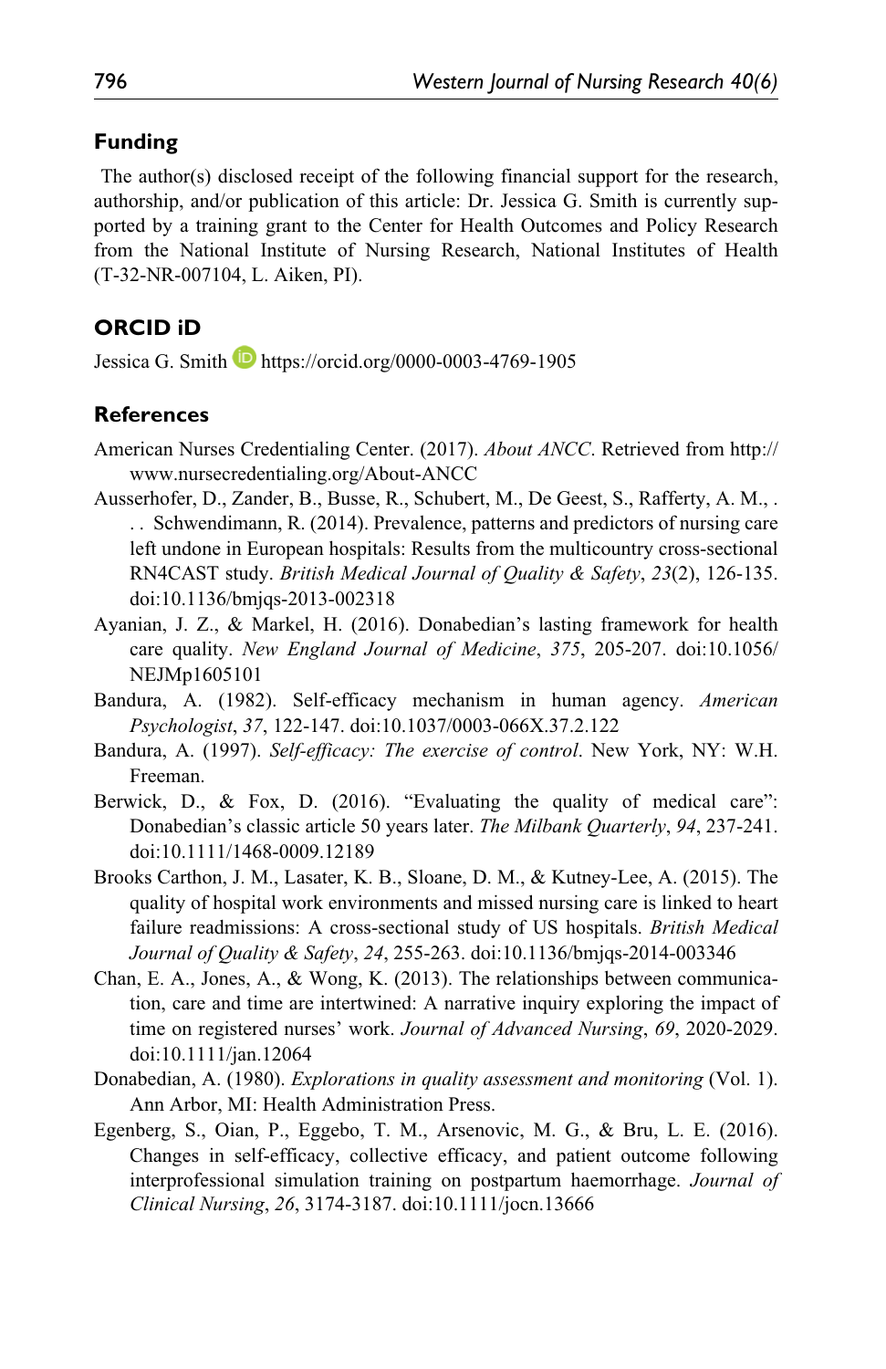## Funding

The author(s) disclosed receipt of the following financial support for the research, authorship, and/or publication of this article: Dr. Jessica G. Smith is currently supported by a training grant to the Center for Health Outcomes and Policy Research from the National Institute of Nursing Research, National Institutes of Health (T-32-NR-007104, L. Aiken, PI).

## ORCID iD

Jessica G. Smith https://orcid.org/0000-0003-4769-1905

## References

American Nurses Credentialing Center. (2017). *About ANCC*. Retrieved from http://www.nursecredentialing.org/About-ANCC

Ausserhofer, D., Zander, B., Busse, R., Schubert, M., De Geest, S., Rafferty, A. M., . . . Schwendimann, R. (2014). Prevalence, patterns and predictors of nursing care left undone in European hospitals: Results from the multicountry cross-sectional RN4CAST study. *British Medical Journal of Quality & Safety*, *23*(2), 126-135. doi:10.1136/bmjqs-2013-002318

Ayanian, J. Z., & Markel, H. (2016). Donabedian's lasting framework for health care quality. *New England Journal of Medicine*, *375*, 205-207. doi:10.1056/NEJMp1605101

Bandura, A. (1982). Self-efficacy mechanism in human agency. *American Psychologist*, *37*, 122-147. doi:10.1037/0003-066X.37.2.122

Bandura, A. (1997). *Self-efficacy: The exercise of control*. New York, NY: W.H. Freeman.

Berwick, D., & Fox, D. (2016). "Evaluating the quality of medical care": Donabedian's classic article 50 years later. *The Milbank Quarterly*, *94*, 237-241. doi:10.1111/1468-0009.12189

Brooks Carthon, J. M., Lasater, K. B., Sloane, D. M., & Kutney-Lee, A. (2015). The quality of hospital work environments and missed nursing care is linked to heart failure readmissions: A cross-sectional study of US hospitals. *British Medical Journal of Quality & Safety*, *24*, 255-263. doi:10.1136/bmjqs-2014-003346

Chan, E. A., Jones, A., & Wong, K. (2013). The relationships between communication, care and time are intertwined: A narrative inquiry exploring the impact of time on registered nurses' work. *Journal of Advanced Nursing*, *69*, 2020-2029. doi:10.1111/jan.12064

Donabedian, A. (1980). *Explorations in quality assessment and monitoring* (Vol. 1). Ann Arbor, MI: Health Administration Press.

Egenberg, S., Oian, P., Eggebo, T. M., Arsenovic, M. G., & Bru, L. E. (2016). Changes in self-efficacy, collective efficacy, and patient outcome following interprofessional simulation training on postpartum haemorrhage. *Journal of Clinical Nursing*, *26*, 3174-3187. doi:10.1111/jocn.13666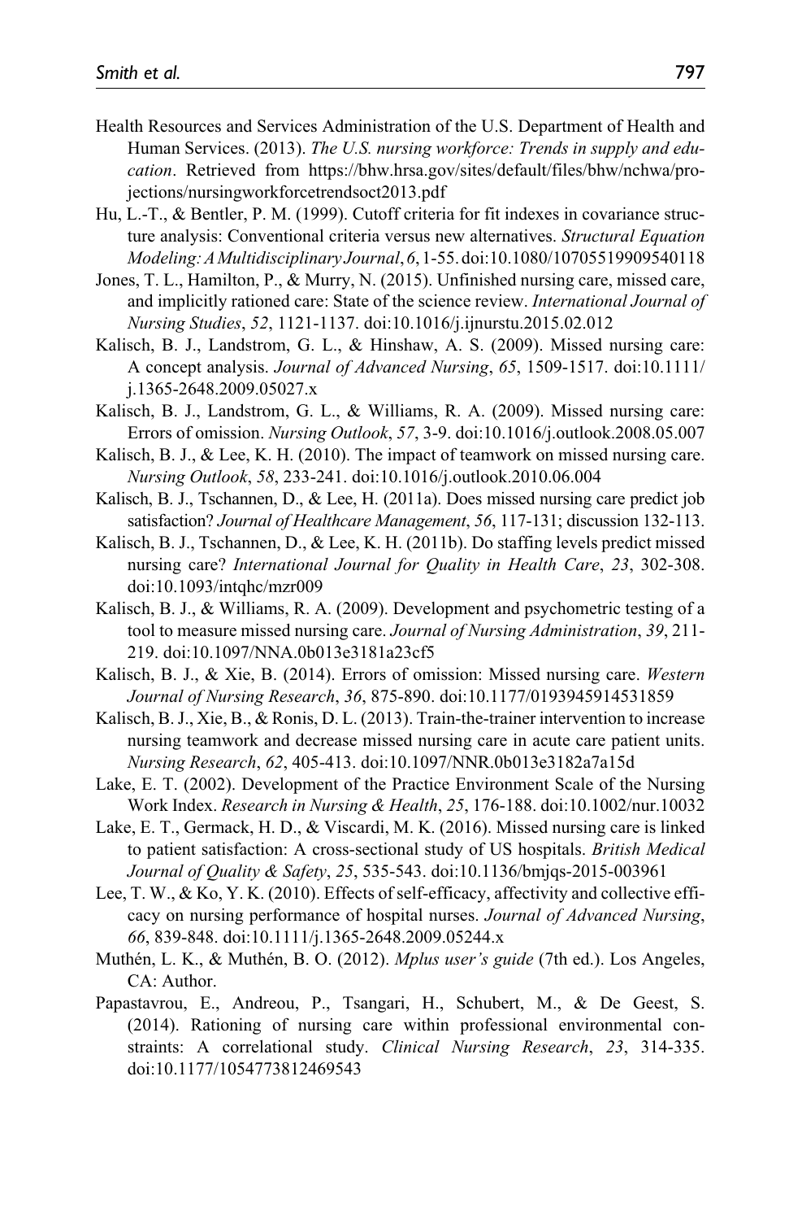Health Resources and Services Administration of the U.S. Department of Health and Human Services. (2013). *The U.S. nursing workforce: Trends in supply and education*. Retrieved from https://bhw.hrsa.gov/sites/default/files/bhw/nchwa/projections/nursingworkforcetrendsoct2013.pdf

Hu, L.-T., & Bentler, P. M. (1999). Cutoff criteria for fit indexes in covariance structure analysis: Conventional criteria versus new alternatives. *Structural Equation Modeling: A Multidisciplinary Journal*, *6*, 1-55. doi:10.1080/10705519909540118

Jones, T. L., Hamilton, P., & Murry, N. (2015). Unfinished nursing care, missed care, and implicitly rationed care: State of the science review. *International Journal of Nursing Studies*, *52*, 1121-1137. doi:10.1016/j.ijnurstu.2015.02.012

Kalisch, B. J., Landstrom, G. L., & Hinshaw, A. S. (2009). Missed nursing care: A concept analysis. *Journal of Advanced Nursing*, *65*, 1509-1517. doi:10.1111/j.1365-2648.2009.05027.x

Kalisch, B. J., Landstrom, G. L., & Williams, R. A. (2009). Missed nursing care: Errors of omission. *Nursing Outlook*, *57*, 3-9. doi:10.1016/j.outlook.2008.05.007

Kalisch, B. J., & Lee, K. H. (2010). The impact of teamwork on missed nursing care. *Nursing Outlook*, *58*, 233-241. doi:10.1016/j.outlook.2010.06.004

Kalisch, B. J., Tschannen, D., & Lee, H. (2011a). Does missed nursing care predict job satisfaction? *Journal of Healthcare Management*, *56*, 117-131; discussion 132-113.

Kalisch, B. J., Tschannen, D., & Lee, K. H. (2011b). Do staffing levels predict missed nursing care? *International Journal for Quality in Health Care*, *23*, 302-308. doi:10.1093/intqhc/mzr009

Kalisch, B. J., & Williams, R. A. (2009). Development and psychometric testing of a tool to measure missed nursing care. *Journal of Nursing Administration*, *39*, 211-219. doi:10.1097/NNA.0b013e3181a23cf5

Kalisch, B. J., & Xie, B. (2014). Errors of omission: Missed nursing care. *Western Journal of Nursing Research*, *36*, 875-890. doi:10.1177/0193945914531859

Kalisch, B. J., Xie, B., & Ronis, D. L. (2013). Train-the-trainer intervention to increase nursing teamwork and decrease missed nursing care in acute care patient units. *Nursing Research*, *62*, 405-413. doi:10.1097/NNR.0b013e3182a7a15d

Lake, E. T. (2002). Development of the Practice Environment Scale of the Nursing Work Index. *Research in Nursing & Health*, *25*, 176-188. doi:10.1002/nur.10032

Lake, E. T., Germack, H. D., & Viscardi, M. K. (2016). Missed nursing care is linked to patient satisfaction: A cross-sectional study of US hospitals. *British Medical Journal of Quality & Safety*, *25*, 535-543. doi:10.1136/bmjqs-2015-003961

Lee, T. W., & Ko, Y. K. (2010). Effects of self-efficacy, affectivity and collective efficacy on nursing performance of hospital nurses. *Journal of Advanced Nursing*, *66*, 839-848. doi:10.1111/j.1365-2648.2009.05244.x

Muthén, L. K., & Muthén, B. O. (2012). *Mplus user's guide* (7th ed.). Los Angeles, CA: Author.

Papastavrou, E., Andreou, P., Tsangari, H., Schubert, M., & De Geest, S. (2014). Rationing of nursing care within professional environmental constraints: A correlational study. *Clinical Nursing Research*, *23*, 314-335. doi:10.1177/1054773812469543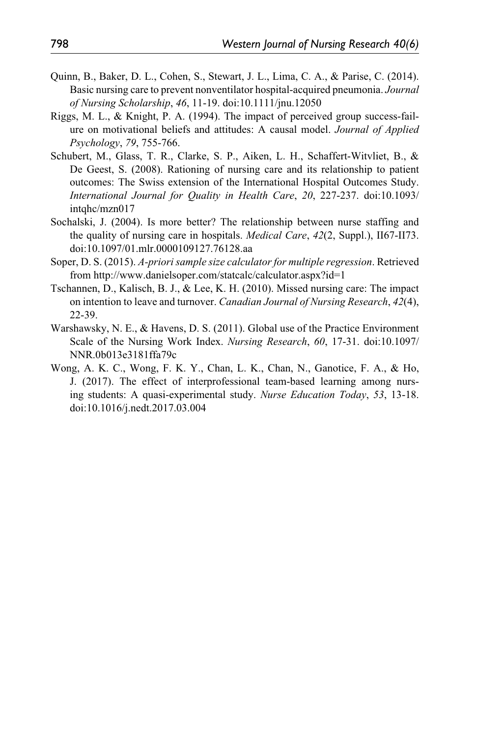Quinn, B., Baker, D. L., Cohen, S., Stewart, J. L., Lima, C. A., & Parise, C. (2014). Basic nursing care to prevent nonventilator hospital-acquired pneumonia. *Journal of Nursing Scholarship*, *46*, 11-19. doi:10.1111/jnu.12050

Riggs, M. L., & Knight, P. A. (1994). The impact of perceived group success-failure on motivational beliefs and attitudes: A causal model. *Journal of Applied Psychology*, *79*, 755-766.

Schubert, M., Glass, T. R., Clarke, S. P., Aiken, L. H., Schaffert-Witvliet, B., & De Geest, S. (2008). Rationing of nursing care and its relationship to patient outcomes: The Swiss extension of the International Hospital Outcomes Study. *International Journal for Quality in Health Care*, *20*, 227-237. doi:10.1093/intqhc/mzn017

Sochalski, J. (2004). Is more better? The relationship between nurse staffing and the quality of nursing care in hospitals. *Medical Care*, *42*(2, Suppl.), II67-II73. doi:10.1097/01.mlr.0000109127.76128.aa

Soper, D. S. (2015). *A-priori sample size calculator for multiple regression*. Retrieved from http://www.danielsoper.com/statcalc/calculator.aspx?id=1

Tschannen, D., Kalisch, B. J., & Lee, K. H. (2010). Missed nursing care: The impact on intention to leave and turnover. *Canadian Journal of Nursing Research*, *42*(4), 22-39.

Warshawsky, N. E., & Havens, D. S. (2011). Global use of the Practice Environment Scale of the Nursing Work Index. *Nursing Research*, *60*, 17-31. doi:10.1097/NNR.0b013e3181ffa79c

Wong, A. K. C., Wong, F. K. Y., Chan, L. K., Chan, N., Ganotice, F. A., & Ho, J. (2017). The effect of interprofessional team-based learning among nursing students: A quasi-experimental study. *Nurse Education Today*, *53*, 13-18. doi:10.1016/j.nedt.2017.03.004